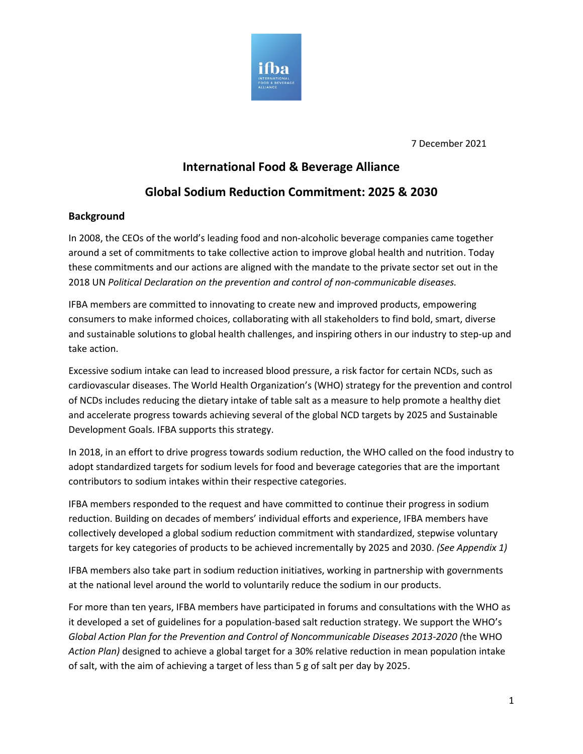7 December 2021

# International Food & Beverage Alliance

# Global Sodium Reduction Commitment: 2025 & 2030

## Background

In 2008, the CEOs of the world's leading food and non-alcoholic beverage companies came together around a set of commitments to take collective action to improve global health and nutrition. Today these commitments and our actions are aligned with the mandate to the private sector set out in the 2018 UN *Political Declaration on the prevention and control of non-communicable diseases.*

IFBA members are committed to innovating to create new and improved products, empowering consumers to make informed choices, collaborating with all stakeholders to find bold, smart, diverse and sustainable solutions to global health challenges, and inspiring others in our industry to step-up and take action.

Excessive sodium intake can lead to increased blood pressure, a risk factor for certain NCDs, such as cardiovascular diseases. The World Health Organization's (WHO) strategy for the prevention and control of NCDs includes reducing the dietary intake of table salt as a measure to help promote a healthy diet and accelerate progress towards achieving several of the global NCD targets by 2025 and Sustainable Development Goals. IFBA supports this strategy.

In 2018, in an effort to drive progress towards sodium reduction, the WHO called on the food industry to adopt standardized targets for sodium levels for food and beverage categories that are the important contributors to sodium intakes within their respective categories.

IFBA members responded to the request and have committed to continue their progress in sodium reduction. Building on decades of members' individual efforts and experience, IFBA members have collectively developed a global sodium reduction commitment with standardized, stepwise voluntary targets for key categories of products to be achieved incrementally by 2025 and 2030. *(See Appendix 1)*

IFBA members also take part in sodium reduction initiatives, working in partnership with governments at the national level around the world to voluntarily reduce the sodium in our products.

For more than ten years, IFBA members have participated in forums and consultations with the WHO as it developed a set of guidelines for a population-based salt reduction strategy. We support the WHO's *Global Action Plan for the Prevention and Control of Noncommunicable Diseases 2013-2020 (*the WHO *Action Plan)* designed to achieve a global target for a 30% relative reduction in mean population intake of salt, with the aim of achieving a target of less than 5 g of salt per day by 2025.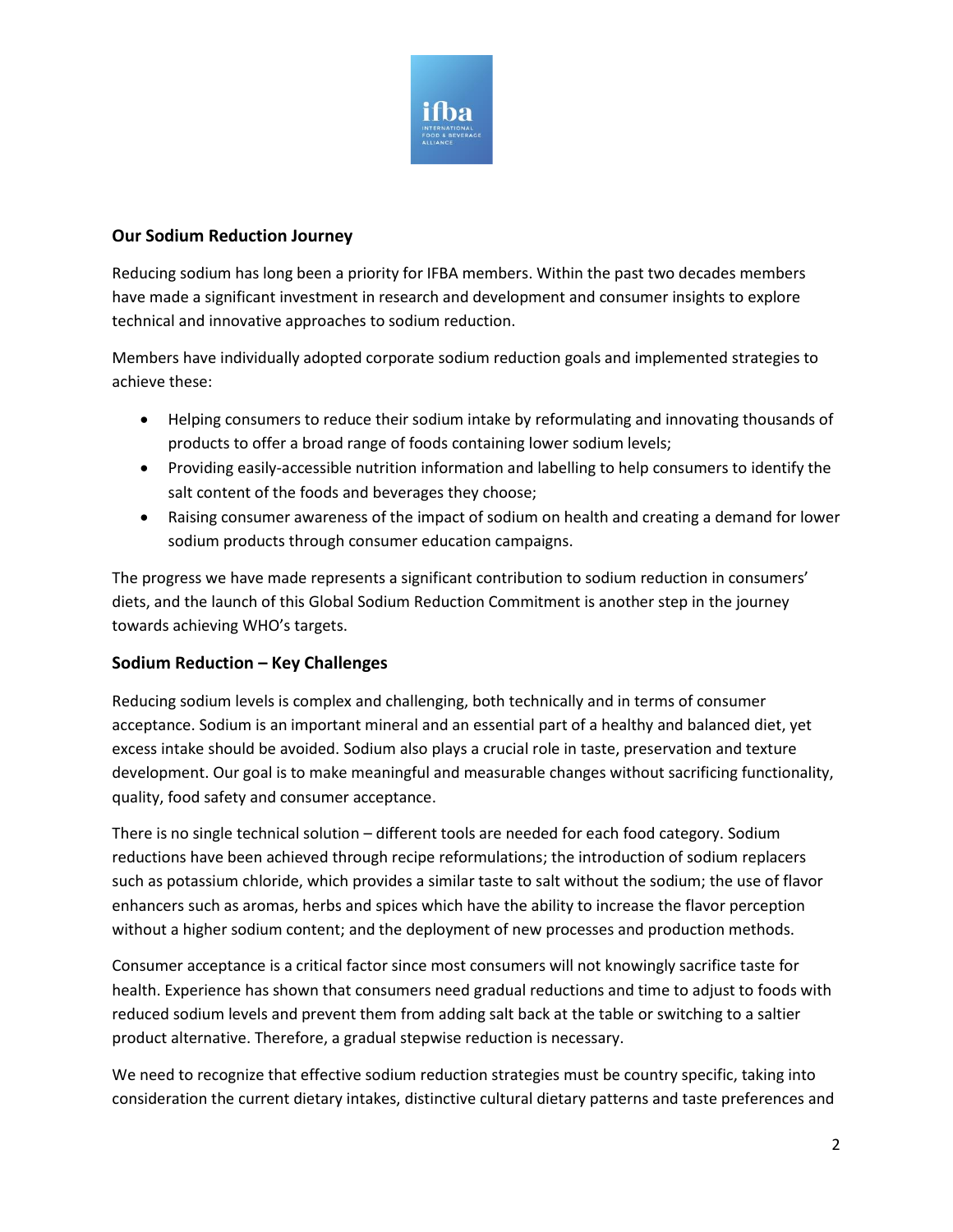## Our Sodium Reduction Journey

Reducing sodium has long been a priority for IFBA members. Within the past two decades members have made a significant investment in research and development and consumer insights to explore technical and innovative approaches to sodium reduction.

Members have individually adopted corporate sodium reduction goals and implemented strategies to achieve these:

- Helping consumers to reduce their sodium intake by reformulating and innovating thousands of products to offer a broad range of foods containing lower sodium levels;
- Providing easily-accessible nutrition information and labelling to help consumers to identify the salt content of the foods and beverages they choose;
- Raising consumer awareness of the impact of sodium on health and creating a demand for lower sodium products through consumer education campaigns.

The progress we have made represents a significant contribution to sodium reduction in consumers' diets, and the launch of this Global Sodium Reduction Commitment is another step in the journey towards achieving WHO's targets.

## Sodium Reduction – Key Challenges

Reducing sodium levels is complex and challenging, both technically and in terms of consumer acceptance. Sodium is an important mineral and an essential part of a healthy and balanced diet, yet excess intake should be avoided. Sodium also plays a crucial role in taste, preservation and texture development. Our goal is to make meaningful and measurable changes without sacrificing functionality, quality, food safety and consumer acceptance.

There is no single technical solution – different tools are needed for each food category. Sodium reductions have been achieved through recipe reformulations; the introduction of sodium replacers such as potassium chloride, which provides a similar taste to salt without the sodium; the use of flavor enhancers such as aromas, herbs and spices which have the ability to increase the flavor perception without a higher sodium content; and the deployment of new processes and production methods.

Consumer acceptance is a critical factor since most consumers will not knowingly sacrifice taste for health. Experience has shown that consumers need gradual reductions and time to adjust to foods with reduced sodium levels and prevent them from adding salt back at the table or switching to a saltier product alternative. Therefore, a gradual stepwise reduction is necessary.

We need to recognize that effective sodium reduction strategies must be country specific, taking into consideration the current dietary intakes, distinctive cultural dietary patterns and taste preferences and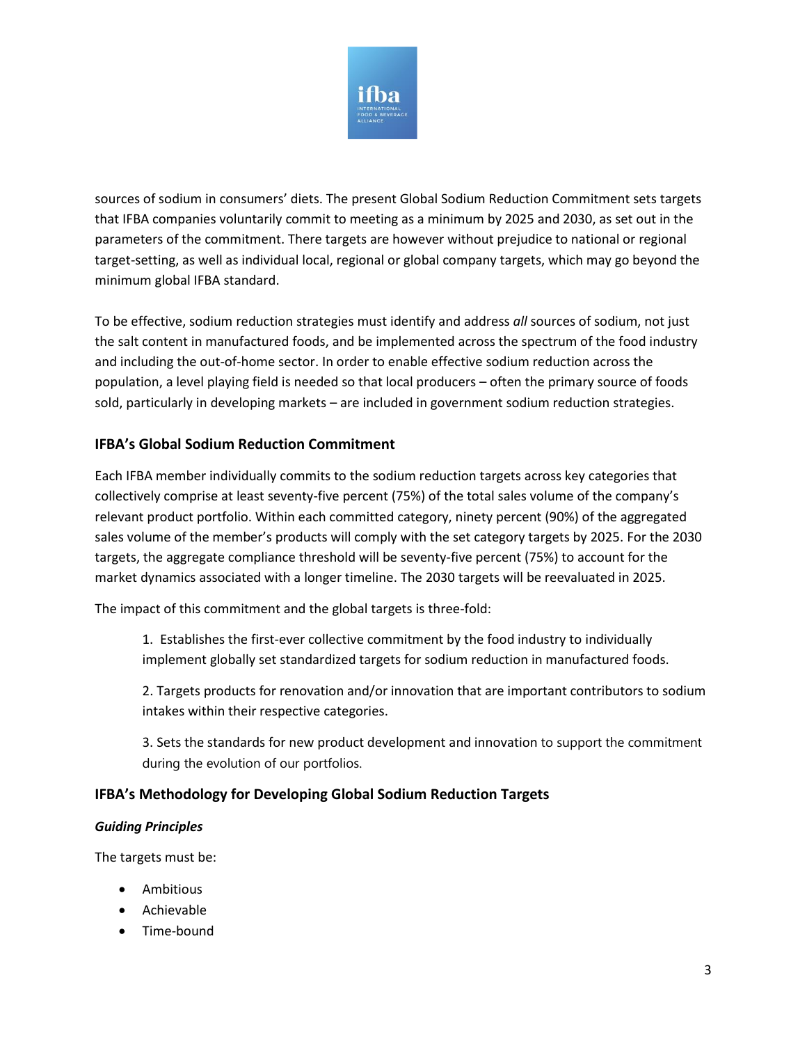sources of sodium in consumers' diets. The present Global Sodium Reduction Commitment sets targets that IFBA companies voluntarily commit to meeting as a minimum by 2025 and 2030, as set out in the parameters of the commitment. There targets are however without prejudice to national or regional target-setting, as well as individual local, regional or global company targets, which may go beyond the minimum global IFBA standard.

To be effective, sodium reduction strategies must identify and address *all* sources of sodium, not just the salt content in manufactured foods, and be implemented across the spectrum of the food industry and including the out-of-home sector. In order to enable effective sodium reduction across the population, a level playing field is needed so that local producers – often the primary source of foods sold, particularly in developing markets – are included in government sodium reduction strategies.

## IFBA's Global Sodium Reduction Commitment

Each IFBA member individually commits to the sodium reduction targets across key categories that collectively comprise at least seventy-five percent (75%) of the total sales volume of the company's relevant product portfolio. Within each committed category, ninety percent (90%) of the aggregated sales volume of the member's products will comply with the set category targets by 2025. For the 2030 targets, the aggregate compliance threshold will be seventy-five percent (75%) to account for the market dynamics associated with a longer timeline. The 2030 targets will be reevaluated in 2025.

The impact of this commitment and the global targets is three-fold:

1. Establishes the first-ever collective commitment by the food industry to individually implement globally set standardized targets for sodium reduction in manufactured foods.

2. Targets products for renovation and/or innovation that are important contributors to sodium intakes within their respective categories.

3. Sets the standards for new product development and innovation to support the commitment during the evolution of our portfolios.

## IFBA's Methodology for Developing Global Sodium Reduction Targets

### *Guiding Principles*

The targets must be:

- Ambitious
- Achievable
- Time-bound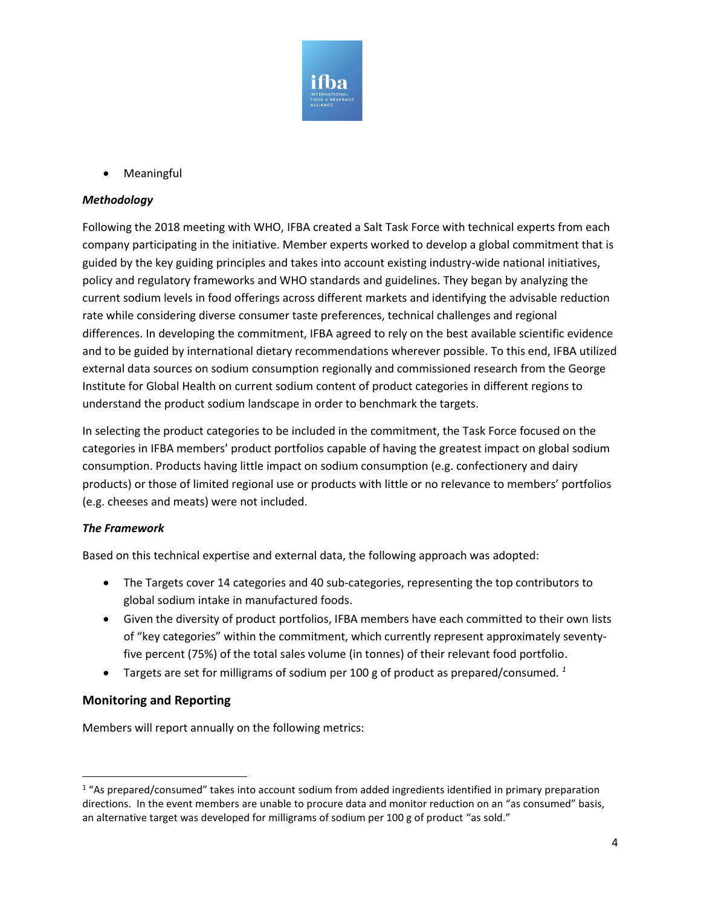- Meaningful

***Methodology***

Following the 2018 meeting with WHO, IFBA created a Salt Task Force with technical experts from each company participating in the initiative. Member experts worked to develop a global commitment that is guided by the key guiding principles and takes into account existing industry-wide national initiatives, policy and regulatory frameworks and WHO standards and guidelines. They began by analyzing the current sodium levels in food offerings across different markets and identifying the advisable reduction rate while considering diverse consumer taste preferences, technical challenges and regional differences. In developing the commitment, IFBA agreed to rely on the best available scientific evidence and to be guided by international dietary recommendations wherever possible. To this end, IFBA utilized external data sources on sodium consumption regionally and commissioned research from the George Institute for Global Health on current sodium content of product categories in different regions to understand the product sodium landscape in order to benchmark the targets.

In selecting the product categories to be included in the commitment, the Task Force focused on the categories in IFBA members' product portfolios capable of having the greatest impact on global sodium consumption. Products having little impact on sodium consumption (e.g. confectionery and dairy products) or those of limited regional use or products with little or no relevance to members' portfolios (e.g. cheeses and meats) were not included.

***The Framework***

Based on this technical expertise and external data, the following approach was adopted:

- The Targets cover 14 categories and 40 sub-categories, representing the top contributors to global sodium intake in manufactured foods.
- Given the diversity of product portfolios, IFBA members have each committed to their own lists of "key categories" within the commitment, which currently represent approximately seventy-five percent (75%) of the total sales volume (in tonnes) of their relevant food portfolio.
- Targets are set for milligrams of sodium per 100 g of product as prepared/consumed.[1]

## Monitoring and Reporting

Members will report annually on the following metrics:

---

[1] "As prepared/consumed" takes into account sodium from added ingredients identified in primary preparation directions. In the event members are unable to procure data and monitor reduction on an "as consumed" basis, an alternative target was developed for milligrams of sodium per 100 g of product "as sold."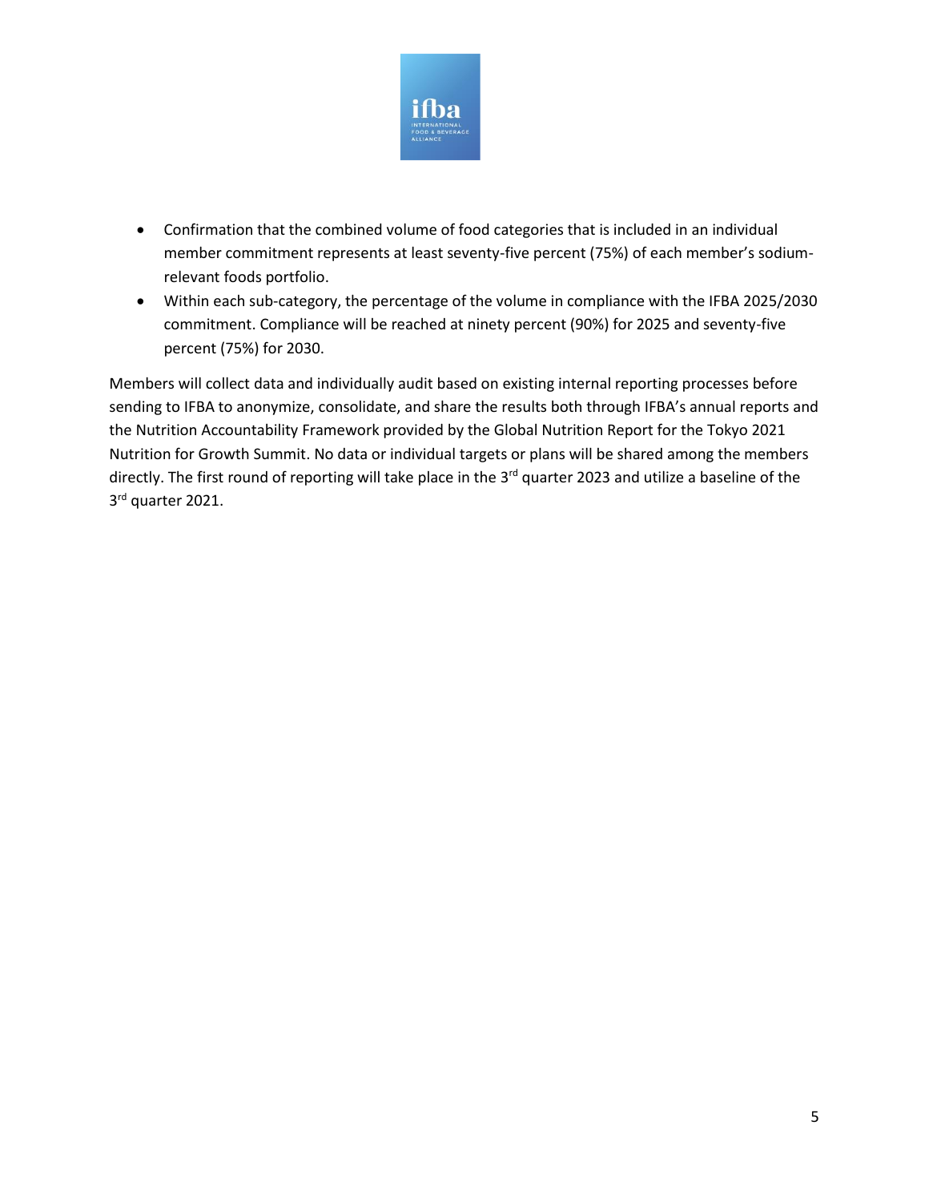- Confirmation that the combined volume of food categories that is included in an individual member commitment represents at least seventy-five percent (75%) of each member's sodium-relevant foods portfolio.
- Within each sub-category, the percentage of the volume in compliance with the IFBA 2025/2030 commitment. Compliance will be reached at ninety percent (90%) for 2025 and seventy-five percent (75%) for 2030.

Members will collect data and individually audit based on existing internal reporting processes before sending to IFBA to anonymize, consolidate, and share the results both through IFBA's annual reports and the Nutrition Accountability Framework provided by the Global Nutrition Report for the Tokyo 2021 Nutrition for Growth Summit. No data or individual targets or plans will be shared among the members directly. The first round of reporting will take place in the 3rd quarter 2023 and utilize a baseline of the 3rd quarter 2021.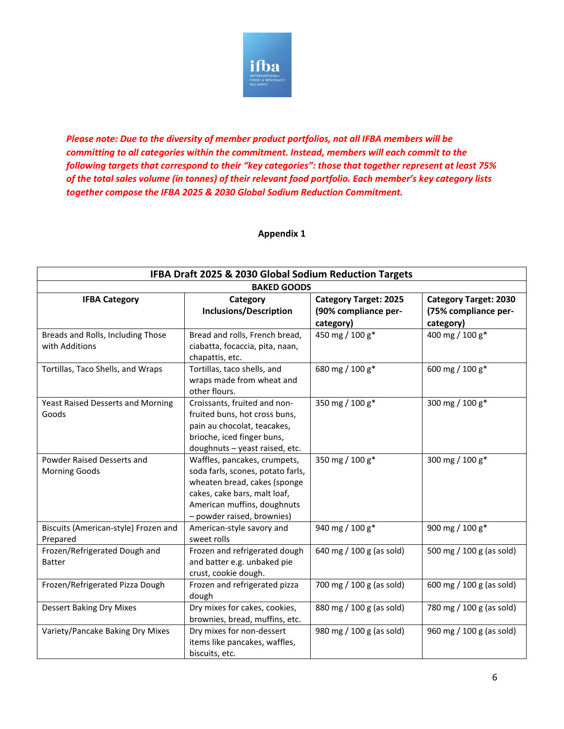*Please note: Due to the diversity of member product portfolios, not all IFBA members will be committing to all categories within the commitment. Instead, members will each commit to the following targets that correspond to their "key categories": those that together represent at least 75% of the total sales volume (in tonnes) of their relevant food portfolio. Each member's key category lists together compose the IFBA 2025 & 2030 Global Sodium Reduction Commitment.*

## Appendix 1

| IFBA Draft 2025 & 2030 Global Sodium Reduction Targets | | | |
|---|---|---|---|
| **BAKED GOODS** | | | |
| **IFBA Category** | **Category Inclusions/Description** | **Category Target: 2025 (90% compliance per-category)** | **Category Target: 2030 (75% compliance per-category)** |
| Breads and Rolls, Including Those with Additions | Bread and rolls, French bread, ciabatta, focaccia, pita, naan, chapattis, etc. | 450 mg / 100 g* | 400 mg / 100 g* |
| Tortillas, Taco Shells, and Wraps | Tortillas, taco shells, and wraps made from wheat and other flours. | 680 mg / 100 g* | 600 mg / 100 g* |
| Yeast Raised Desserts and Morning Goods | Croissants, fruited and non-fruited buns, hot cross buns, pain au chocolat, teacakes, brioche, iced finger buns, doughnuts – yeast raised, etc. | 350 mg / 100 g* | 300 mg / 100 g* |
| Powder Raised Desserts and Morning Goods | Waffles, pancakes, crumpets, soda farls, scones, potato farls, wheaten bread, cakes (sponge cakes, cake bars, malt loaf, American muffins, doughnuts – powder raised, brownies) | 350 mg / 100 g* | 300 mg / 100 g* |
| Biscuits (American-style) Frozen and Prepared | American-style savory and sweet rolls | 940 mg / 100 g* | 900 mg / 100 g* |
| Frozen/Refrigerated Dough and Batter | Frozen and refrigerated dough and batter e.g. unbaked pie crust, cookie dough. | 640 mg / 100 g (as sold) | 500 mg / 100 g (as sold) |
| Frozen/Refrigerated Pizza Dough | Frozen and refrigerated pizza dough | 700 mg / 100 g (as sold) | 600 mg / 100 g (as sold) |
| Dessert Baking Dry Mixes | Dry mixes for cakes, cookies, brownies, bread, muffins, etc. | 880 mg / 100 g (as sold) | 780 mg / 100 g (as sold) |
| Variety/Pancake Baking Dry Mixes | Dry mixes for non-dessert items like pancakes, waffles, biscuits, etc. | 980 mg / 100 g (as sold) | 960 mg / 100 g (as sold) |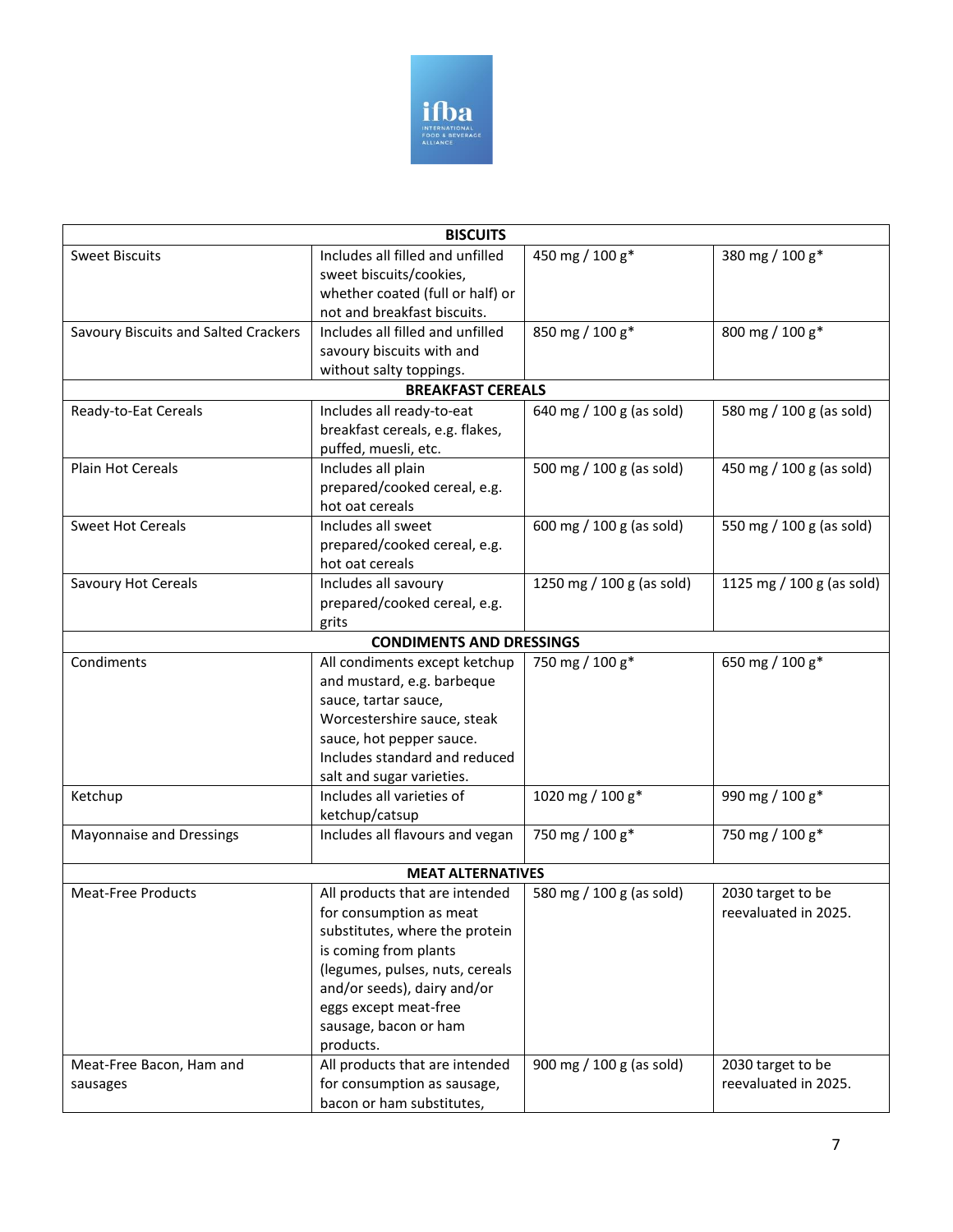| | | | |
|---|---|---|---|
| **BISCUITS** | | | |
| Sweet Biscuits | Includes all filled and unfilled sweet biscuits/cookies, whether coated (full or half) or not and breakfast biscuits. | 450 mg / 100 g* | 380 mg / 100 g* |
| Savoury Biscuits and Salted Crackers | Includes all filled and unfilled savoury biscuits with and without salty toppings. | 850 mg / 100 g* | 800 mg / 100 g* |
| **BREAKFAST CEREALS** | | | |
| Ready-to-Eat Cereals | Includes all ready-to-eat breakfast cereals, e.g. flakes, puffed, muesli, etc. | 640 mg / 100 g (as sold) | 580 mg / 100 g (as sold) |
| Plain Hot Cereals | Includes all plain prepared/cooked cereal, e.g. hot oat cereals | 500 mg / 100 g (as sold) | 450 mg / 100 g (as sold) |
| Sweet Hot Cereals | Includes all sweet prepared/cooked cereal, e.g. hot oat cereals | 600 mg / 100 g (as sold) | 550 mg / 100 g (as sold) |
| Savoury Hot Cereals | Includes all savoury prepared/cooked cereal, e.g. grits | 1250 mg / 100 g (as sold) | 1125 mg / 100 g (as sold) |
| **CONDIMENTS AND DRESSINGS** | | | |
| Condiments | All condiments except ketchup and mustard, e.g. barbeque sauce, tartar sauce, Worcestershire sauce, steak sauce, hot pepper sauce. Includes standard and reduced salt and sugar varieties. | 750 mg / 100 g* | 650 mg / 100 g* |
| Ketchup | Includes all varieties of ketchup/catsup | 1020 mg / 100 g* | 990 mg / 100 g* |
| Mayonnaise and Dressings | Includes all flavours and vegan | 750 mg / 100 g* | 750 mg / 100 g* |
| **MEAT ALTERNATIVES** | | | |
| Meat-Free Products | All products that are intended for consumption as meat substitutes, where the protein is coming from plants (legumes, pulses, nuts, cereals and/or seeds), dairy and/or eggs except meat-free sausage, bacon or ham products. | 580 mg / 100 g (as sold) | 2030 target to be reevaluated in 2025. |
| Meat-Free Bacon, Ham and sausages | All products that are intended for consumption as sausage, bacon or ham substitutes, | 900 mg / 100 g (as sold) | 2030 target to be reevaluated in 2025. |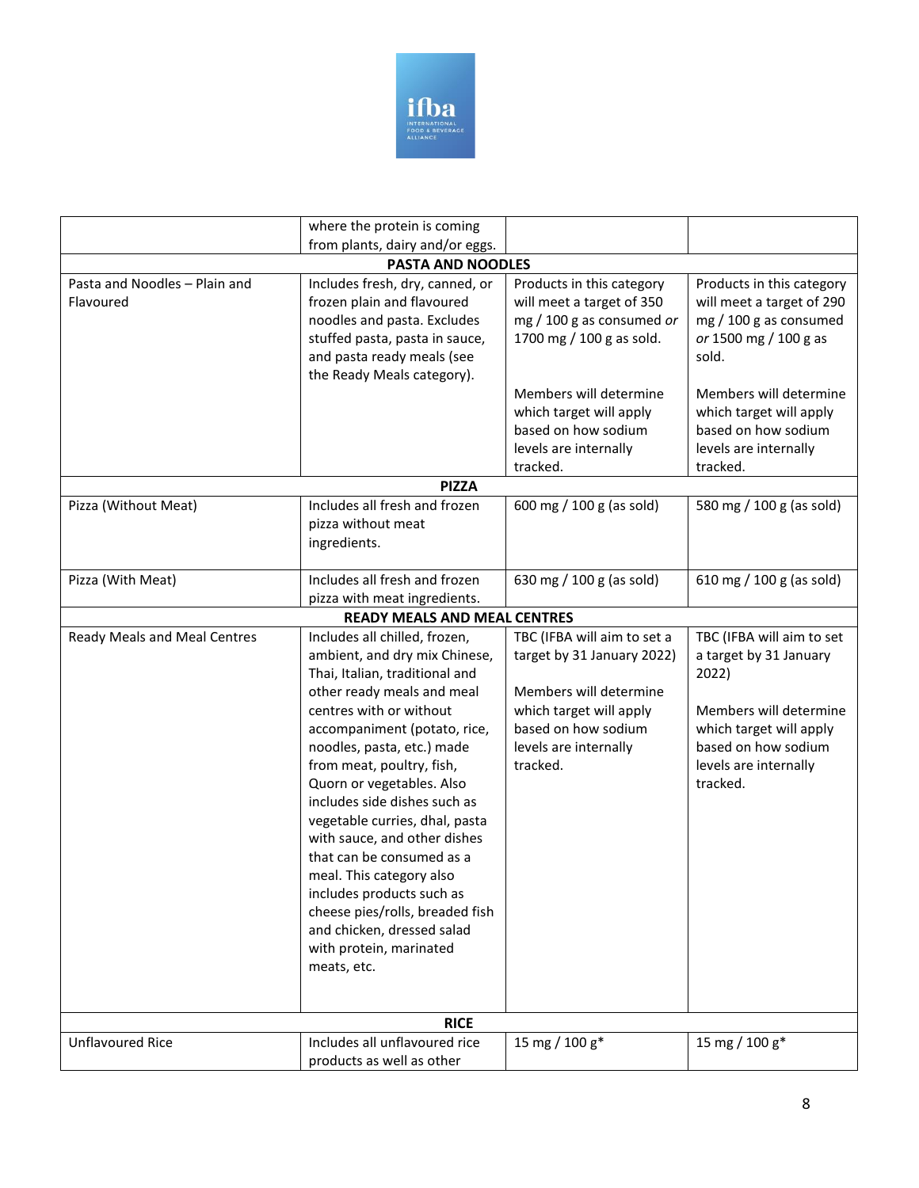| | | | |
|---|---|---|---|
| | where the protein is coming from plants, dairy and/or eggs. | | |
| **PASTA AND NOODLES** | | | |
| Pasta and Noodles – Plain and Flavoured | Includes fresh, dry, canned, or frozen plain and flavoured noodles and pasta. Excludes stuffed pasta, pasta in sauce, and pasta ready meals (see the Ready Meals category). | Products in this category will meet a target of 350 mg / 100 g as consumed *or* 1700 mg / 100 g as sold.<br><br>Members will determine which target will apply based on how sodium levels are internally tracked. | Products in this category will meet a target of 290 mg / 100 g as consumed *or* 1500 mg / 100 g as sold.<br><br>Members will determine which target will apply based on how sodium levels are internally tracked. |
| **PIZZA** | | | |
| Pizza (Without Meat) | Includes all fresh and frozen pizza without meat ingredients. | 600 mg / 100 g (as sold) | 580 mg / 100 g (as sold) |
| Pizza (With Meat) | Includes all fresh and frozen pizza with meat ingredients. | 630 mg / 100 g (as sold) | 610 mg / 100 g (as sold) |
| **READY MEALS AND MEAL CENTRES** | | | |
| Ready Meals and Meal Centres | Includes all chilled, frozen, ambient, and dry mix Chinese, Thai, Italian, traditional and other ready meals and meal centres with or without accompaniment (potato, rice, noodles, pasta, etc.) made from meat, poultry, fish, Quorn or vegetables. Also includes side dishes such as vegetable curries, dhal, pasta with sauce, and other dishes that can be consumed as a meal. This category also includes products such as cheese pies/rolls, breaded fish and chicken, dressed salad with protein, marinated meats, etc. | TBC (IFBA will aim to set a target by 31 January 2022)<br><br>Members will determine which target will apply based on how sodium levels are internally tracked. | TBC (IFBA will aim to set a target by 31 January 2022)<br><br>Members will determine which target will apply based on how sodium levels are internally tracked. |
| **RICE** | | | |
| Unflavoured Rice | Includes all unflavoured rice products as well as other | 15 mg / 100 g* | 15 mg / 100 g* |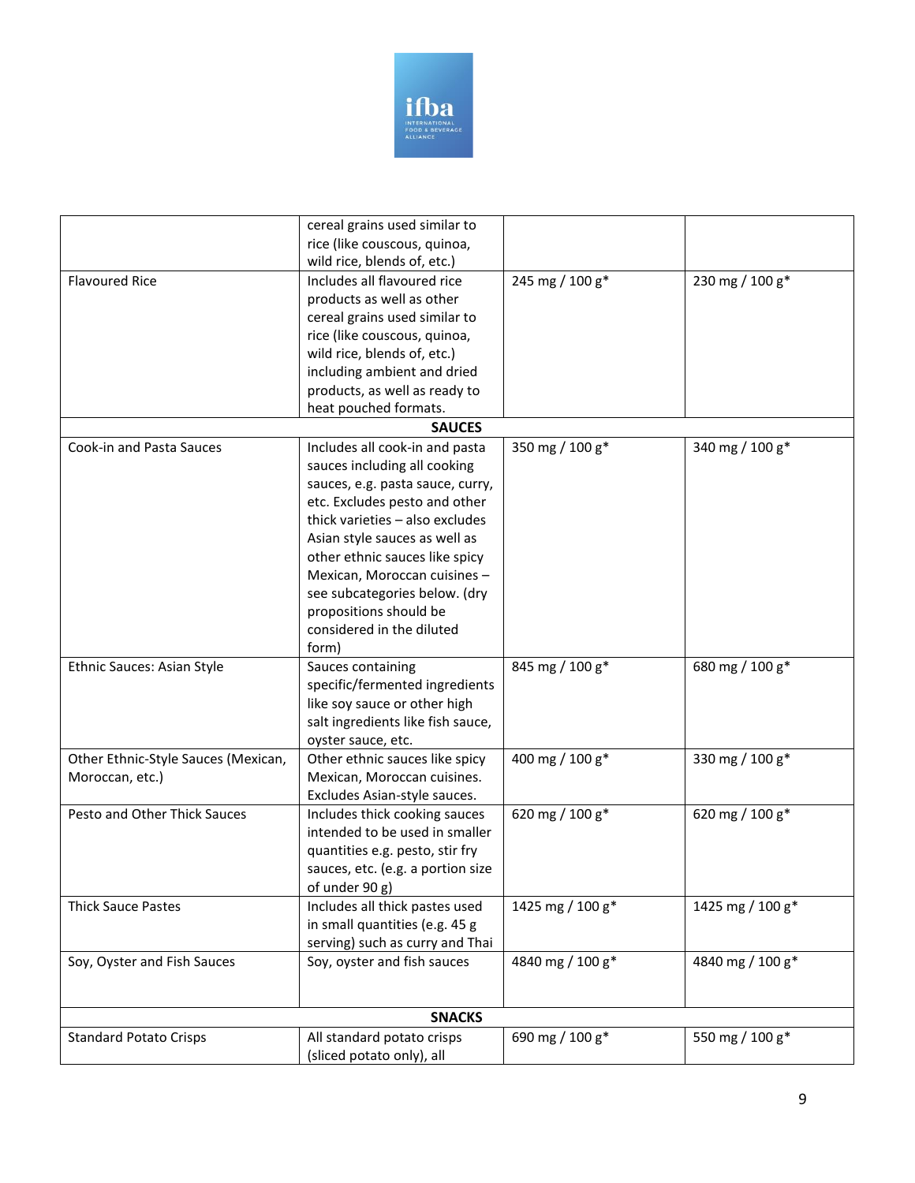| | | | |
|---|---|---|---|
| | cereal grains used similar to rice (like couscous, quinoa, wild rice, blends of, etc.) | | |
| Flavoured Rice | Includes all flavoured rice products as well as other cereal grains used similar to rice (like couscous, quinoa, wild rice, blends of, etc.) including ambient and dried products, as well as ready to heat pouched formats. | 245 mg / 100 g* | 230 mg / 100 g* |
| **SAUCES** | | | |
| Cook-in and Pasta Sauces | Includes all cook-in and pasta sauces including all cooking sauces, e.g. pasta sauce, curry, etc. Excludes pesto and other thick varieties – also excludes Asian style sauces as well as other ethnic sauces like spicy Mexican, Moroccan cuisines – see subcategories below. (dry propositions should be considered in the diluted form) | 350 mg / 100 g* | 340 mg / 100 g* |
| Ethnic Sauces: Asian Style | Sauces containing specific/fermented ingredients like soy sauce or other high salt ingredients like fish sauce, oyster sauce, etc. | 845 mg / 100 g* | 680 mg / 100 g* |
| Other Ethnic-Style Sauces (Mexican, Moroccan, etc.) | Other ethnic sauces like spicy Mexican, Moroccan cuisines. Excludes Asian-style sauces. | 400 mg / 100 g* | 330 mg / 100 g* |
| Pesto and Other Thick Sauces | Includes thick cooking sauces intended to be used in smaller quantities e.g. pesto, stir fry sauces, etc. (e.g. a portion size of under 90 g) | 620 mg / 100 g* | 620 mg / 100 g* |
| Thick Sauce Pastes | Includes all thick pastes used in small quantities (e.g. 45 g serving) such as curry and Thai | 1425 mg / 100 g* | 1425 mg / 100 g* |
| Soy, Oyster and Fish Sauces | Soy, oyster and fish sauces | 4840 mg / 100 g* | 4840 mg / 100 g* |
| **SNACKS** | | | |
| Standard Potato Crisps | All standard potato crisps (sliced potato only), all | 690 mg / 100 g* | 550 mg / 100 g* |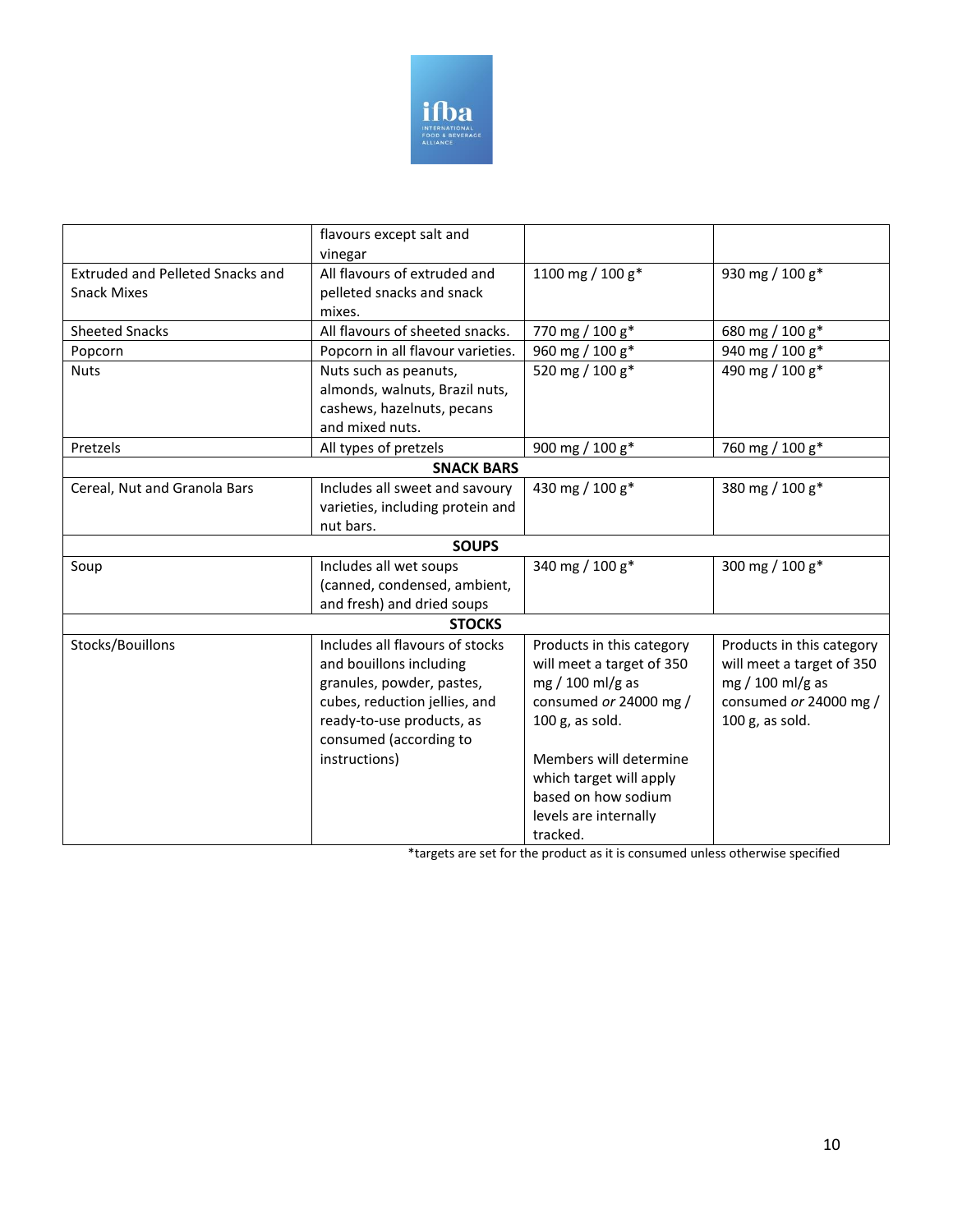| | | | |
|---|---|---|---|
| | flavours except salt and vinegar | | |
| Extruded and Pelleted Snacks and Snack Mixes | All flavours of extruded and pelleted snacks and snack mixes. | 1100 mg / 100 g* | 930 mg / 100 g* |
| Sheeted Snacks | All flavours of sheeted snacks. | 770 mg / 100 g* | 680 mg / 100 g* |
| Popcorn | Popcorn in all flavour varieties. | 960 mg / 100 g* | 940 mg / 100 g* |
| Nuts | Nuts such as peanuts, almonds, walnuts, Brazil nuts, cashews, hazelnuts, pecans and mixed nuts. | 520 mg / 100 g* | 490 mg / 100 g* |
| Pretzels | All types of pretzels | 900 mg / 100 g* | 760 mg / 100 g* |
| **SNACK BARS** | | | |
| Cereal, Nut and Granola Bars | Includes all sweet and savoury varieties, including protein and nut bars. | 430 mg / 100 g* | 380 mg / 100 g* |
| **SOUPS** | | | |
| Soup | Includes all wet soups (canned, condensed, ambient, and fresh) and dried soups | 340 mg / 100 g* | 300 mg / 100 g* |
| **STOCKS** | | | |
| Stocks/Bouillons | Includes all flavours of stocks and bouillons including granules, powder, pastes, cubes, reduction jellies, and ready-to-use products, as consumed (according to instructions) | Products in this category will meet a target of 350 mg / 100 ml/g as consumed *or* 24000 mg / 100 g, as sold.<br><br>Members will determine which target will apply based on how sodium levels are internally tracked. | Products in this category will meet a target of 350 mg / 100 ml/g as consumed *or* 24000 mg / 100 g, as sold. |

*targets are set for the product as it is consumed unless otherwise specified